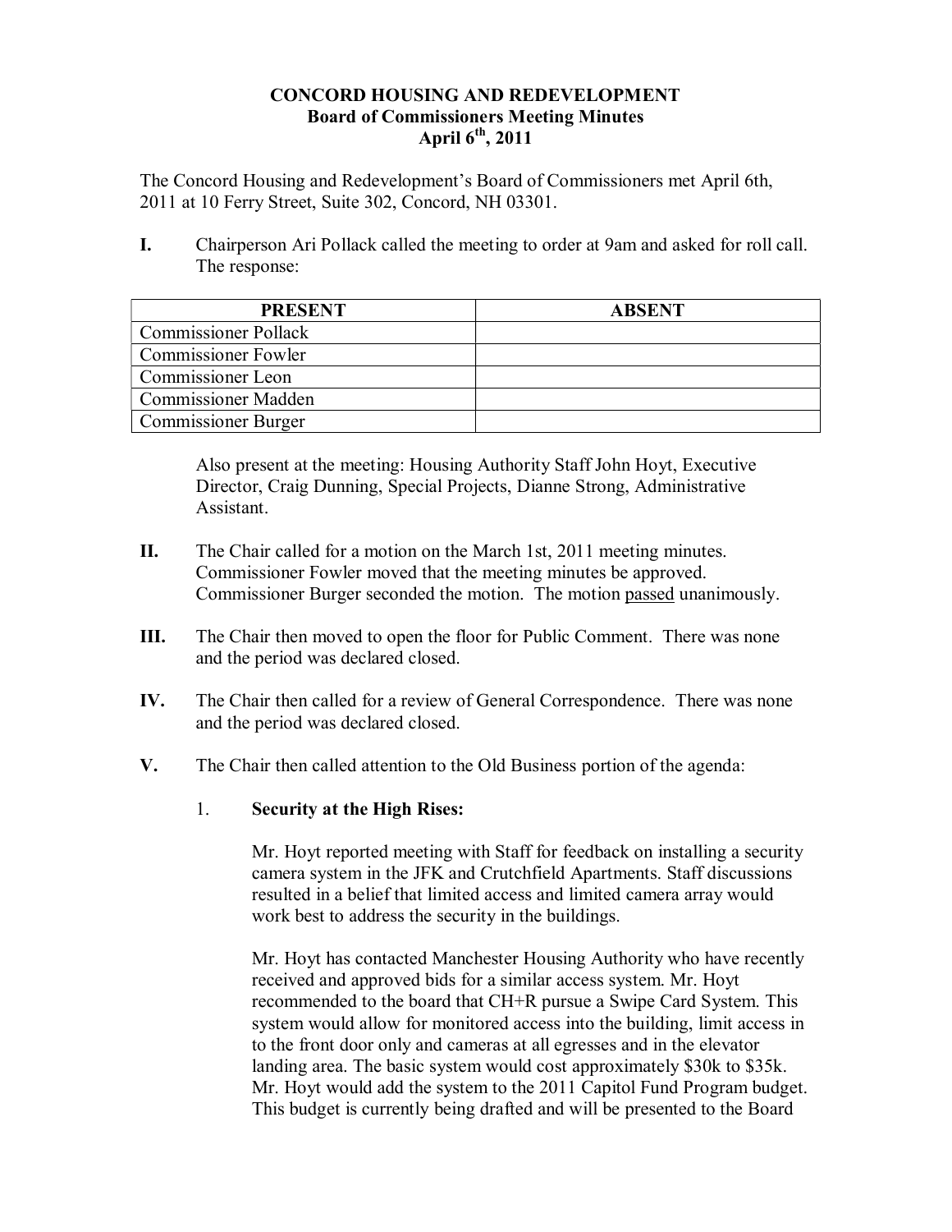**CONCORD HOUSING AND REDEVELOPMENT**
**Board of Commissioners Meeting Minutes**
**April 6th, 2011**

The Concord Housing and Redevelopment's Board of Commissioners met April 6th, 2011 at 10 Ferry Street, Suite 302, Concord, NH 03301.

**I.** Chairperson Ari Pollack called the meeting to order at 9am and asked for roll call. The response:

| PRESENT | ABSENT |
|---|---|
| Commissioner Pollack | |
| Commissioner Fowler | |
| Commissioner Leon | |
| Commissioner Madden | |
| Commissioner Burger | |

Also present at the meeting: Housing Authority Staff John Hoyt, Executive Director, Craig Dunning, Special Projects, Dianne Strong, Administrative Assistant.

**II.** The Chair called for a motion on the March 1st, 2011 meeting minutes. Commissioner Fowler moved that the meeting minutes be approved. Commissioner Burger seconded the motion. The motion passed unanimously.

**III.** The Chair then moved to open the floor for Public Comment. There was none and the period was declared closed.

**IV.** The Chair then called for a review of General Correspondence. There was none and the period was declared closed.

**V.** The Chair then called attention to the Old Business portion of the agenda:

1. **Security at the High Rises:**

   Mr. Hoyt reported meeting with Staff for feedback on installing a security camera system in the JFK and Crutchfield Apartments. Staff discussions resulted in a belief that limited access and limited camera array would work best to address the security in the buildings.

   Mr. Hoyt has contacted Manchester Housing Authority who have recently received and approved bids for a similar access system. Mr. Hoyt recommended to the board that CH+R pursue a Swipe Card System. This system would allow for monitored access into the building, limit access in to the front door only and cameras at all egresses and in the elevator landing area. The basic system would cost approximately $30k to $35k. Mr. Hoyt would add the system to the 2011 Capitol Fund Program budget. This budget is currently being drafted and will be presented to the Board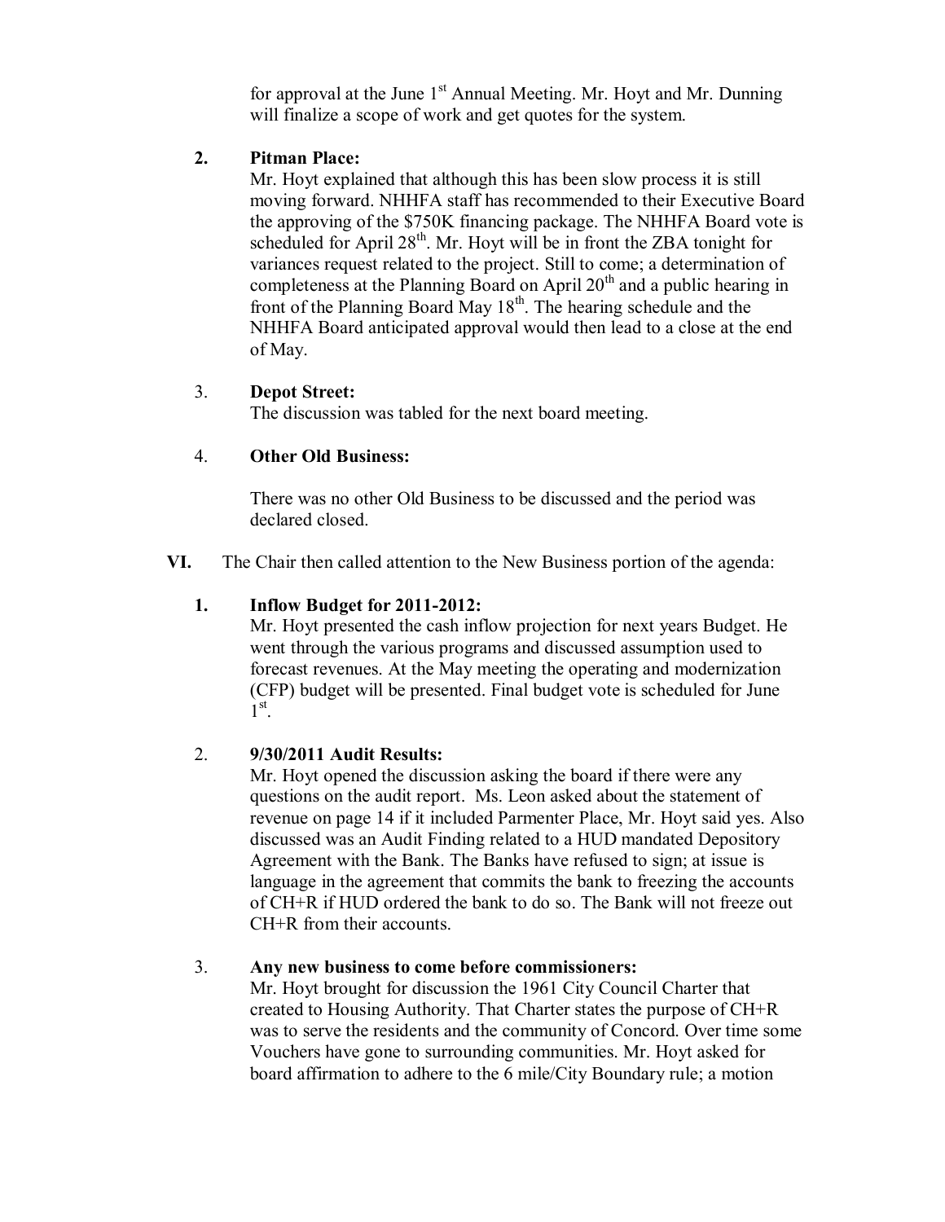for approval at the June 1st Annual Meeting. Mr. Hoyt and Mr. Dunning will finalize a scope of work and get quotes for the system.

**2. Pitman Place:**

Mr. Hoyt explained that although this has been slow process it is still moving forward. NHHFA staff has recommended to their Executive Board the approving of the $750K financing package. The NHHFA Board vote is scheduled for April 28th. Mr. Hoyt will be in front the ZBA tonight for variances request related to the project. Still to come; a determination of completeness at the Planning Board on April 20th and a public hearing in front of the Planning Board May 18th. The hearing schedule and the NHHFA Board anticipated approval would then lead to a close at the end of May.

3. **Depot Street:**

The discussion was tabled for the next board meeting.

4. **Other Old Business:**

There was no other Old Business to be discussed and the period was declared closed.

**VI.** The Chair then called attention to the New Business portion of the agenda:

**1. Inflow Budget for 2011-2012:**

Mr. Hoyt presented the cash inflow projection for next years Budget. He went through the various programs and discussed assumption used to forecast revenues. At the May meeting the operating and modernization (CFP) budget will be presented. Final budget vote is scheduled for June 1st.

2. **9/30/2011 Audit Results:**

Mr. Hoyt opened the discussion asking the board if there were any questions on the audit report. Ms. Leon asked about the statement of revenue on page 14 if it included Parmenter Place, Mr. Hoyt said yes. Also discussed was an Audit Finding related to a HUD mandated Depository Agreement with the Bank. The Banks have refused to sign; at issue is language in the agreement that commits the bank to freezing the accounts of CH+R if HUD ordered the bank to do so. The Bank will not freeze out CH+R from their accounts.

3. **Any new business to come before commissioners:**

Mr. Hoyt brought for discussion the 1961 City Council Charter that created to Housing Authority. That Charter states the purpose of CH+R was to serve the residents and the community of Concord. Over time some Vouchers have gone to surrounding communities. Mr. Hoyt asked for board affirmation to adhere to the 6 mile/City Boundary rule; a motion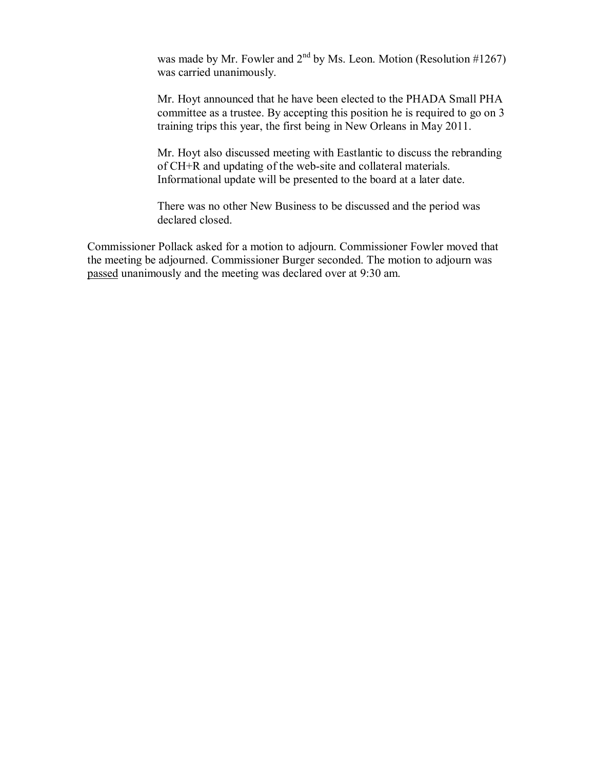was made by Mr. Fowler and 2nd by Ms. Leon. Motion (Resolution #1267) was carried unanimously.

Mr. Hoyt announced that he have been elected to the PHADA Small PHA committee as a trustee. By accepting this position he is required to go on 3 training trips this year, the first being in New Orleans in May 2011.

Mr. Hoyt also discussed meeting with Eastlantic to discuss the rebranding of CH+R and updating of the web-site and collateral materials. Informational update will be presented to the board at a later date.

There was no other New Business to be discussed and the period was declared closed.

Commissioner Pollack asked for a motion to adjourn. Commissioner Fowler moved that the meeting be adjourned. Commissioner Burger seconded. The motion to adjourn was passed unanimously and the meeting was declared over at 9:30 am.